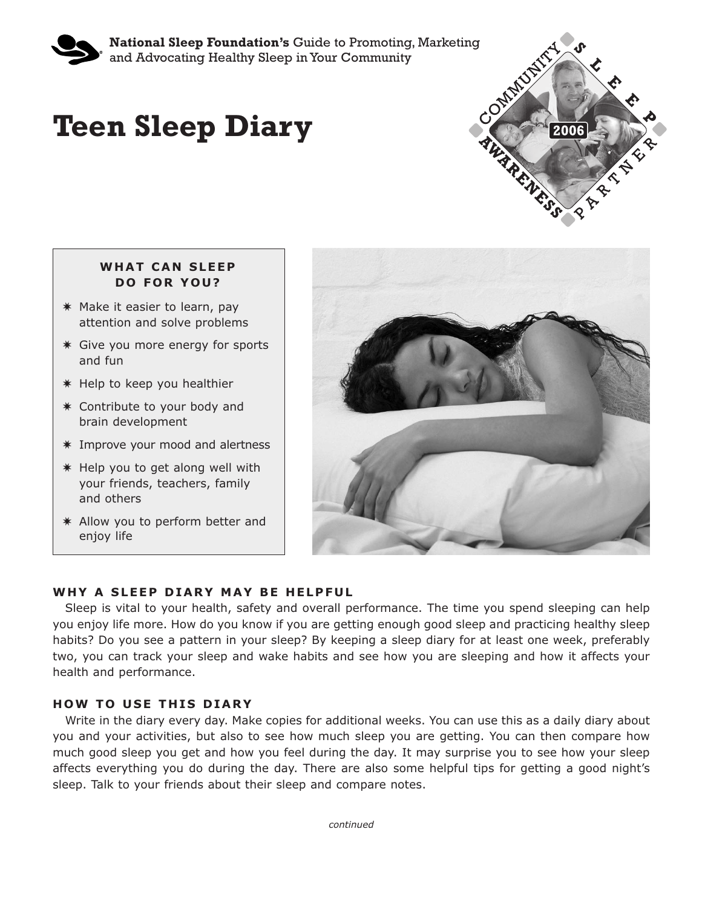**National Sleep Foundation's** Guide to Promoting, Marketing and Advocating Healthy Sleep in Your Community

# Teen Sleep Diary

### WHAT CAN SLEEP DO FOR YOU?

- Make it easier to learn, pay attention and solve problems
- Give you more energy for sports and fun
- Help to keep you healthier
- Contribute to your body and brain development
- Improve your mood and alertness
- Help you to get along well with your friends, teachers, family and others
- Allow you to perform better and enjoy life

### WHY A SLEEP DIARY MAY BE HELPFUL

Sleep is vital to your health, safety and overall performance. The time you spend sleeping can help you enjoy life more. How do you know if you are getting enough good sleep and practicing healthy sleep habits? Do you see a pattern in your sleep? By keeping a sleep diary for at least one week, preferably two, you can track your sleep and wake habits and see how you are sleeping and how it affects your health and performance.

### HOW TO USE THIS DIARY

Write in the diary every day. Make copies for additional weeks. You can use this as a daily diary about you and your activities, but also to see how much sleep you are getting. You can then compare how much good sleep you get and how you feel during the day. It may surprise you to see how your sleep affects everything you do during the day. There are also some helpful tips for getting a good night's sleep. Talk to your friends about their sleep and compare notes.

*continued*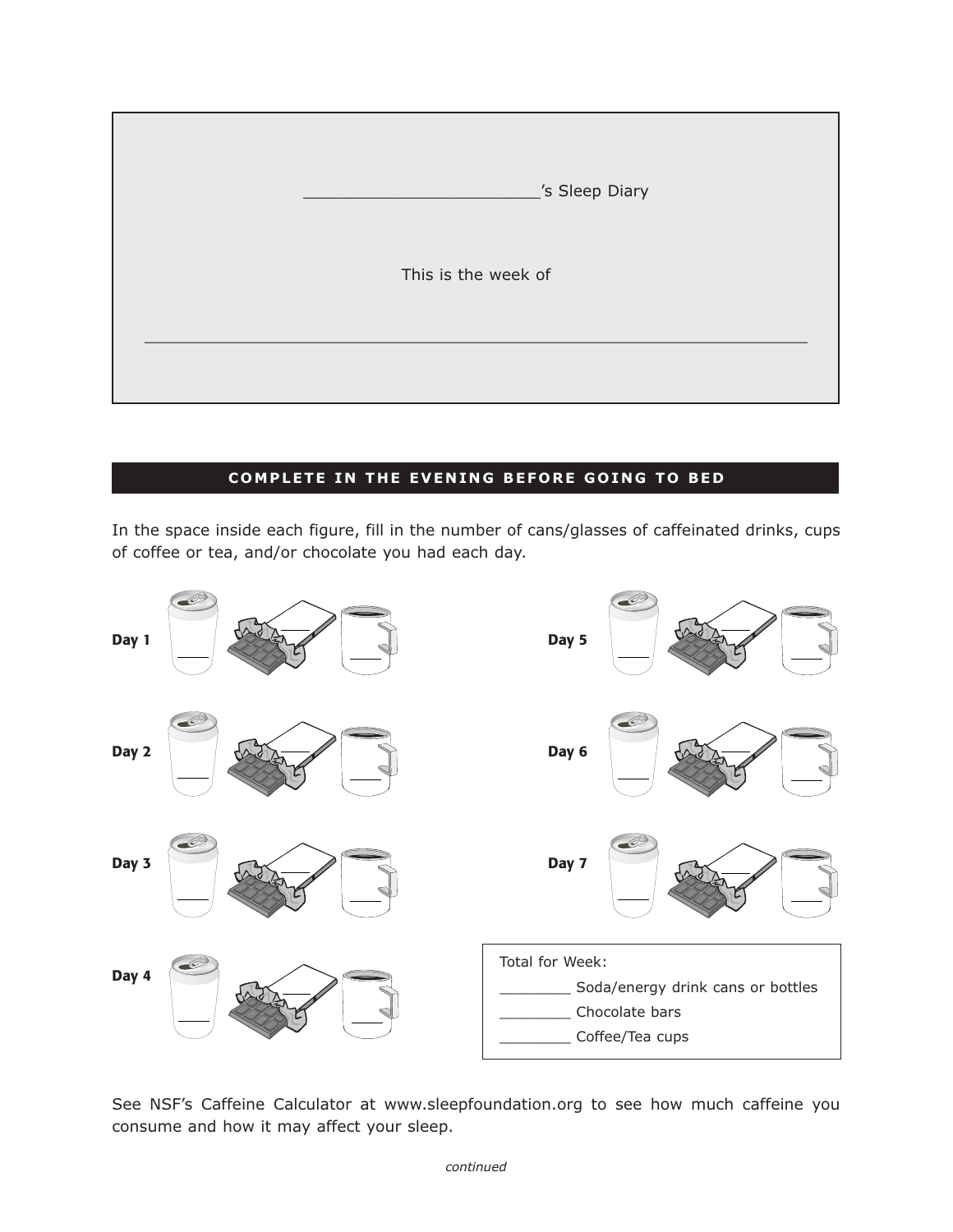________________________'s Sleep Diary

This is the week of

_______________________________________________________________

**COMPLETE IN THE EVENING BEFORE GOING TO BED**

In the space inside each figure, fill in the number of cans/glasses of caffeinated drinks, cups of coffee or tea, and/or chocolate you had each day.

**Day 1** ____ ____ ____

**Day 2** ____ ____ ____

**Day 3** ____ ____ ____

**Day 4** ____ ____ ____

**Day 5** ____ ____ ____

**Day 6** ____ ____ ____

**Day 7** ____ ____ ____

Total for Week:

________ Soda/energy drink cans or bottles

________ Chocolate bars

________ Coffee/Tea cups

See NSF's Caffeine Calculator at www.sleepfoundation.org to see how much caffeine you consume and how it may affect your sleep.

*continued*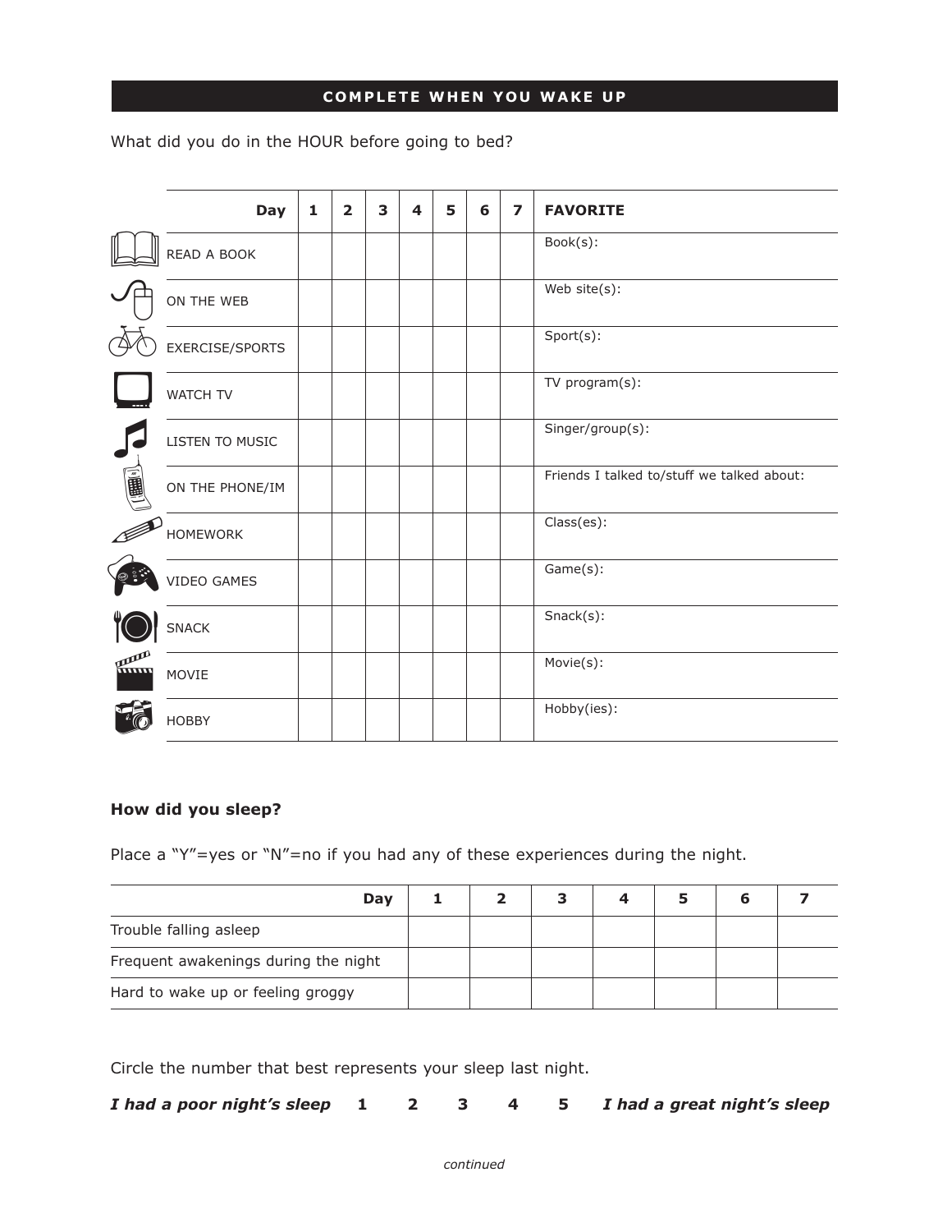## COMPLETE WHEN YOU WAKE UP

What did you do in the HOUR before going to bed?

| Day | 1 | 2 | 3 | 4 | 5 | 6 | 7 | FAVORITE |
|---|---|---|---|---|---|---|---|---|
| READ A BOOK | | | | | | | | Book(s): |
| ON THE WEB | | | | | | | | Web site(s): |
| EXERCISE/SPORTS | | | | | | | | Sport(s): |
| WATCH TV | | | | | | | | TV program(s): |
| LISTEN TO MUSIC | | | | | | | | Singer/group(s): |
| ON THE PHONE/IM | | | | | | | | Friends I talked to/stuff we talked about: |
| HOMEWORK | | | | | | | | Class(es): |
| VIDEO GAMES | | | | | | | | Game(s): |
| SNACK | | | | | | | | Snack(s): |
| MOVIE | | | | | | | | Movie(s): |
| HOBBY | | | | | | | | Hobby(ies): |

**How did you sleep?**

Place a "Y"=yes or "N"=no if you had any of these experiences during the night.

| Day | 1 | 2 | 3 | 4 | 5 | 6 | 7 |
|---|---|---|---|---|---|---|---|
| Trouble falling asleep | | | | | | | |
| Frequent awakenings during the night | | | | | | | |
| Hard to wake up or feeling groggy | | | | | | | |

Circle the number that best represents your sleep last night.

***I had a poor night's sleep*** **1 2 3 4 5** ***I had a great night's sleep***

*continued*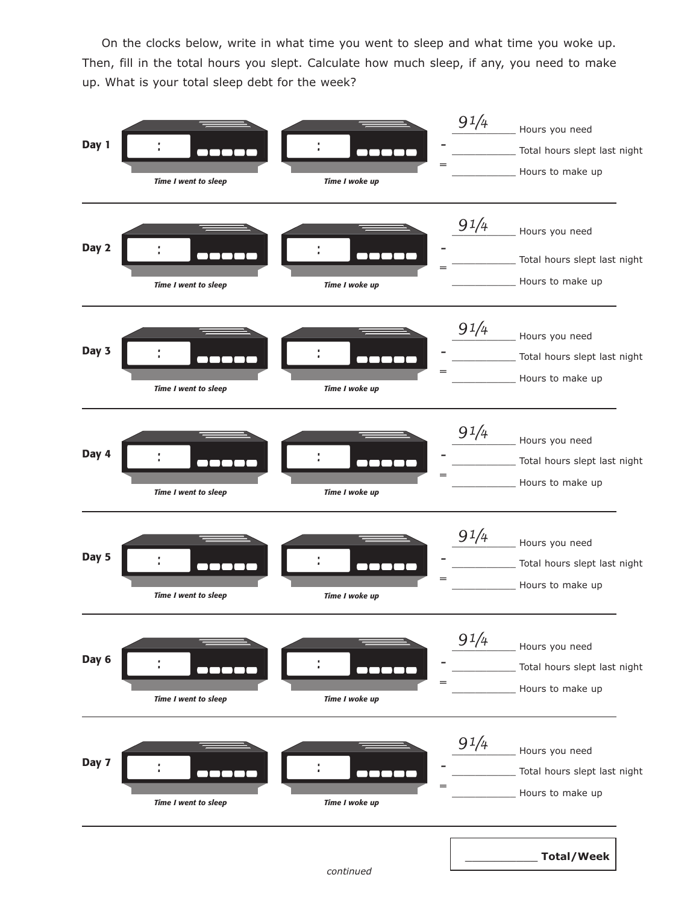On the clocks below, write in what time you went to sleep and what time you woke up. Then, fill in the total hours you slept. Calculate how much sleep, if any, you need to make up. What is your total sleep debt for the week?

**Day 1**

*Time I went to sleep* ___ : ___

*Time I woke up* ___ : ___

$9\frac{1}{4}$ ___ Hours you need
\- ___________ Total hours slept last night
= ___________ Hours to make up

---

**Day 2**

*Time I went to sleep* ___ : ___

*Time I woke up* ___ : ___

$9\frac{1}{4}$ ___ Hours you need
\- ___________ Total hours slept last night
= ___________ Hours to make up

---

**Day 3**

*Time I went to sleep* ___ : ___

*Time I woke up* ___ : ___

$9\frac{1}{4}$ ___ Hours you need
\- ___________ Total hours slept last night
= ___________ Hours to make up

---

**Day 4**

*Time I went to sleep* ___ : ___

*Time I woke up* ___ : ___

$9\frac{1}{4}$ ___ Hours you need
\- ___________ Total hours slept last night
= ___________ Hours to make up

---

**Day 5**

*Time I went to sleep* ___ : ___

*Time I woke up* ___ : ___

$9\frac{1}{4}$ ___ Hours you need
\- ___________ Total hours slept last night
= ___________ Hours to make up

---

**Day 6**

*Time I went to sleep* ___ : ___

*Time I woke up* ___ : ___

$9\frac{1}{4}$ ___ Hours you need
\- ___________ Total hours slept last night
= ___________ Hours to make up

---

**Day 7**

*Time I went to sleep* ___ : ___

*Time I woke up* ___ : ___

$9\frac{1}{4}$ ___ Hours you need
\- ___________ Total hours slept last night
= ___________ Hours to make up

---

___________ **Total/Week**

*continued*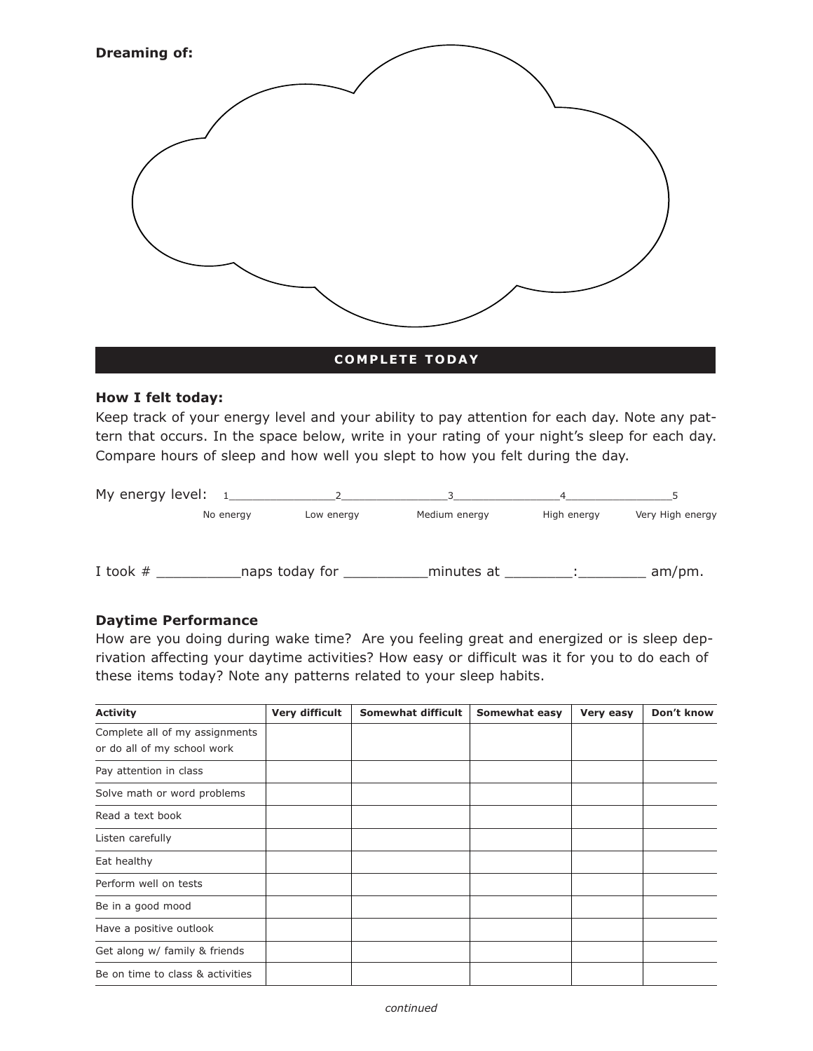**Dreaming of:**

## COMPLETE TODAY

### How I felt today:

Keep track of your energy level and your ability to pay attention for each day. Note any pattern that occurs. In the space below, write in your rating of your night's sleep for each day. Compare hours of sleep and how well you slept to how you felt during the day.

My energy level:

| 1 | 2 | 3 | 4 | 5 |
|---|---|---|---|---|
| No energy | Low energy | Medium energy | High energy | Very High energy |

I took # __________naps today for __________minutes at ________:________ am/pm.

### Daytime Performance

How are you doing during wake time? Are you feeling great and energized or is sleep deprivation affecting your daytime activities? How easy or difficult was it for you to do each of these items today? Note any patterns related to your sleep habits.

| Activity | Very difficult | Somewhat difficult | Somewhat easy | Very easy | Don't know |
|---|---|---|---|---|---|
| Complete all of my assignments or do all of my school work | | | | | |
| Pay attention in class | | | | | |
| Solve math or word problems | | | | | |
| Read a text book | | | | | |
| Listen carefully | | | | | |
| Eat healthy | | | | | |
| Perform well on tests | | | | | |
| Be in a good mood | | | | | |
| Have a positive outlook | | | | | |
| Get along w/ family & friends | | | | | |
| Be on time to class & activities | | | | | |

*continued*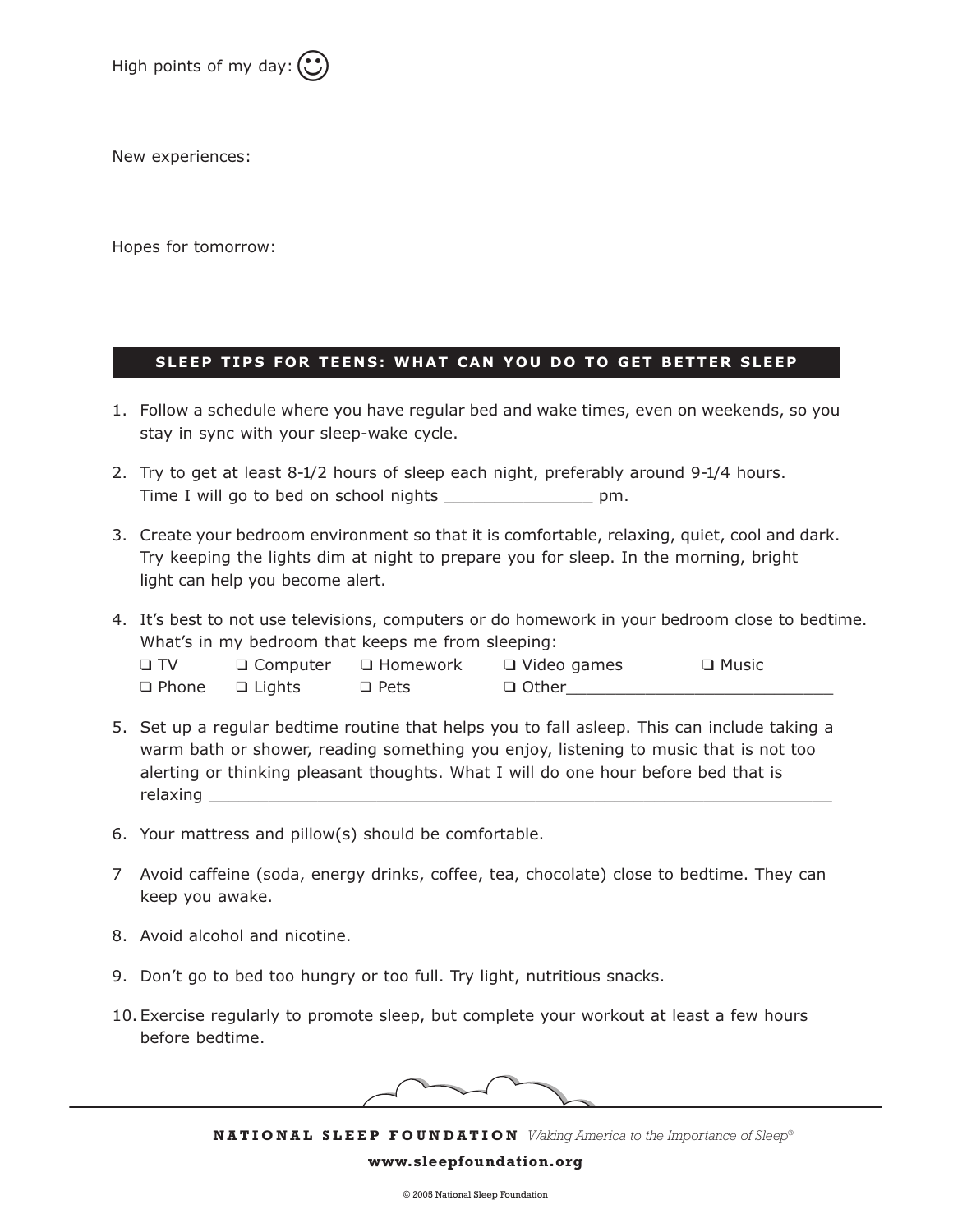High points of my day: ☺

New experiences:

Hopes for tomorrow:

## SLEEP TIPS FOR TEENS: WHAT CAN YOU DO TO GET BETTER SLEEP

1. Follow a schedule where you have regular bed and wake times, even on weekends, so you stay in sync with your sleep-wake cycle.

2. Try to get at least 8-1/2 hours of sleep each night, preferably around 9-1/4 hours. Time I will go to bed on school nights _______________ pm.

3. Create your bedroom environment so that it is comfortable, relaxing, quiet, cool and dark. Try keeping the lights dim at night to prepare you for sleep. In the morning, bright light can help you become alert.

4. It's best to not use televisions, computers or do homework in your bedroom close to bedtime. What's in my bedroom that keeps me from sleeping:
   - ❑ TV ❑ Computer ❑ Homework ❑ Video games ❑ Music
   - ❑ Phone ❑ Lights ❑ Pets ❑ Other____________________________

5. Set up a regular bedtime routine that helps you to fall asleep. This can include taking a warm bath or shower, reading something you enjoy, listening to music that is not too alerting or thinking pleasant thoughts. What I will do one hour before bed that is relaxing ___________________________________________________________________

6. Your mattress and pillow(s) should be comfortable.

7. Avoid caffeine (soda, energy drinks, coffee, tea, chocolate) close to bedtime. They can keep you awake.

8. Avoid alcohol and nicotine.

9. Don't go to bed too hungry or too full. Try light, nutritious snacks.

10. Exercise regularly to promote sleep, but complete your workout at least a few hours before bedtime.

**NATIONAL SLEEP FOUNDATION** *Waking America to the Importance of Sleep®*

**www.sleepfoundation.org**

© 2005 National Sleep Foundation